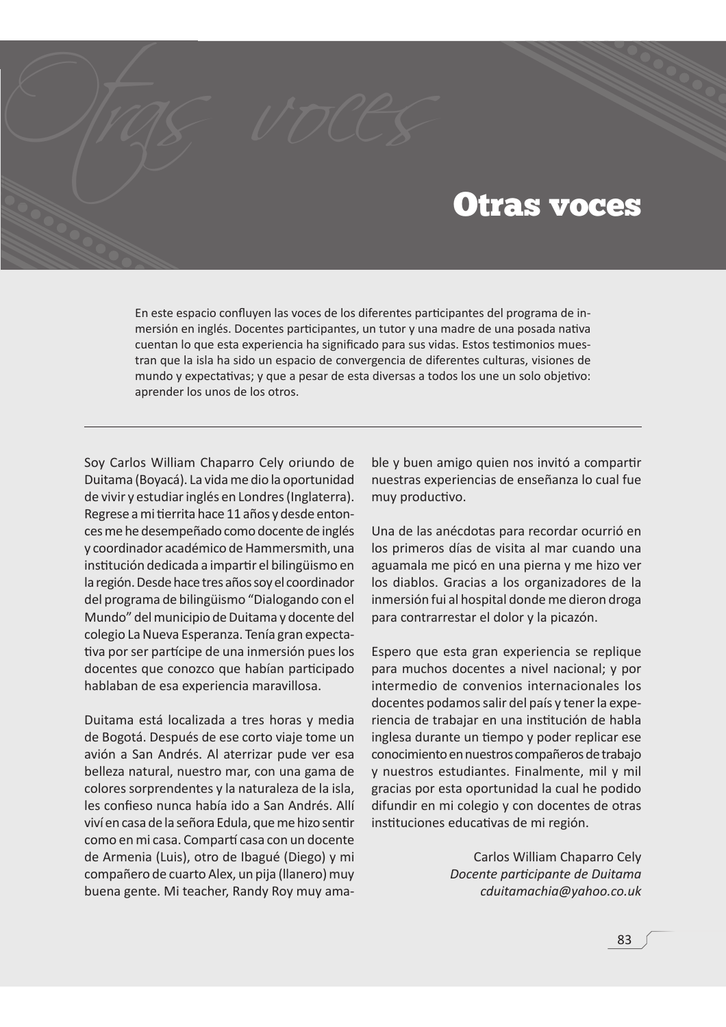# Otras voces

En este espacio confluyen las voces de los diferentes participantes del programa de inmersión en inglés. Docentes participantes, un tutor y una madre de una posada nativa cuentan lo que esta experiencia ha significado para sus vidas. Estos testimonios muestran que la isla ha sido un espacio de convergencia de diferentes culturas, visiones de mundo y expectativas; y que a pesar de esta diversas a todos los une un solo objetivo: aprender los unos de los otros.

---

Soy Carlos William Chaparro Cely oriundo de Duitama (Boyacá). La vida me dio la oportunidad de vivir y estudiar inglés en Londres (Inglaterra). Regrese a mi tierrita hace 11 años y desde entonces me he desempeñado como docente de inglés y coordinador académico de Hammersmith, una institución dedicada a impartir el bilingüismo en la región. Desde hace tres años soy el coordinador del programa de bilingüismo "Dialogando con el Mundo" del municipio de Duitama y docente del colegio La Nueva Esperanza. Tenía gran expectativa por ser partícipe de una inmersión pues los docentes que conozco que habían participado hablaban de esa experiencia maravillosa.

Duitama está localizada a tres horas y media de Bogotá. Después de ese corto viaje tome un avión a San Andrés. Al aterrizar pude ver esa belleza natural, nuestro mar, con una gama de colores sorprendentes y la naturaleza de la isla, les confieso nunca había ido a San Andrés. Allí viví en casa de la señora Edula, que me hizo sentir como en mi casa. Compartí casa con un docente de Armenia (Luis), otro de Ibagué (Diego) y mi compañero de cuarto Alex, un pija (llanero) muy buena gente. Mi teacher, Randy Roy muy amable y buen amigo quien nos invitó a compartir nuestras experiencias de enseñanza lo cual fue muy productivo.

Una de las anécdotas para recordar ocurrió en los primeros días de visita al mar cuando una aguamala me picó en una pierna y me hizo ver los diablos. Gracias a los organizadores de la inmersión fui al hospital donde me dieron droga para contrarrestar el dolor y la picazón.

Espero que esta gran experiencia se replique para muchos docentes a nivel nacional; y por intermedio de convenios internacionales los docentes podamos salir del país y tener la experiencia de trabajar en una institución de habla inglesa durante un tiempo y poder replicar ese conocimiento en nuestros compañeros de trabajo y nuestros estudiantes. Finalmente, mil y mil gracias por esta oportunidad la cual he podido difundir en mi colegio y con docentes de otras instituciones educativas de mi región.

Carlos William Chaparro Cely
*Docente participante de Duitama*
*cduitamachia@yahoo.co.uk*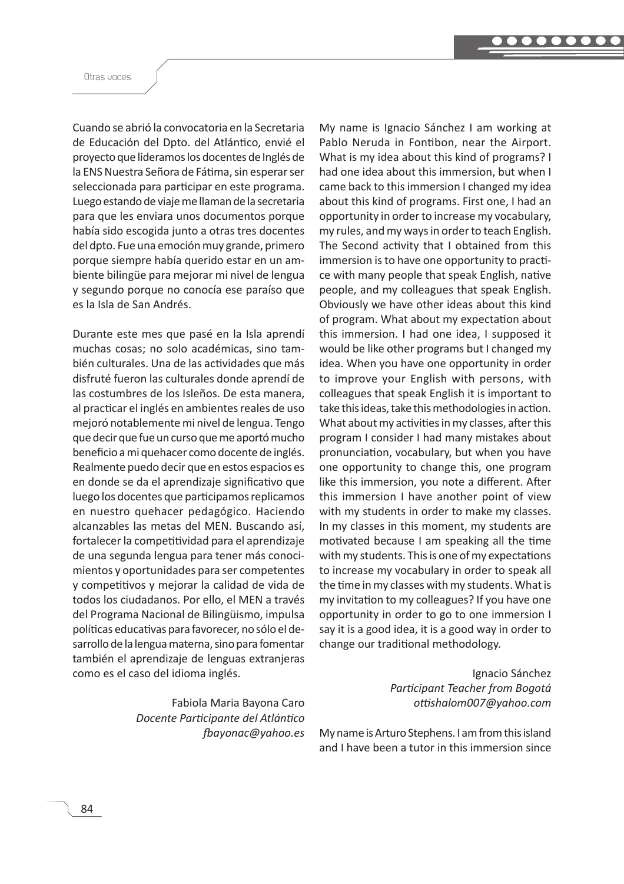Cuando se abrió la convocatoria en la Secretaria de Educación del Dpto. del Atlántico, envié el proyecto que lideramos los docentes de Inglés de la ENS Nuestra Señora de Fátima, sin esperar ser seleccionada para participar en este programa. Luego estando de viaje me llaman de la secretaria para que les enviara unos documentos porque había sido escogida junto a otras tres docentes del dpto. Fue una emoción muy grande, primero porque siempre había querido estar en un ambiente bilingüe para mejorar mi nivel de lengua y segundo porque no conocía ese paraíso que es la Isla de San Andrés.

Durante este mes que pasé en la Isla aprendí muchas cosas; no solo académicas, sino también culturales. Una de las actividades que más disfruté fueron las culturales donde aprendí de las costumbres de los Isleños. De esta manera, al practicar el inglés en ambientes reales de uso mejoró notablemente mi nivel de lengua. Tengo que decir que fue un curso que me aportó mucho beneficio a mi quehacer como docente de inglés. Realmente puedo decir que en estos espacios es en donde se da el aprendizaje significativo que luego los docentes que participamos replicamos en nuestro quehacer pedagógico. Haciendo alcanzables las metas del MEN. Buscando así, fortalecer la competitividad para el aprendizaje de una segunda lengua para tener más conocimientos y oportunidades para ser competentes y competitivos y mejorar la calidad de vida de todos los ciudadanos. Por ello, el MEN a través del Programa Nacional de Bilingüismo, impulsa políticas educativas para favorecer, no sólo el desarrollo de la lengua materna, sino para fomentar también el aprendizaje de lenguas extranjeras como es el caso del idioma inglés.

Fabiola Maria Bayona Caro
*Docente Participante del Atlántico*
*fbayonac@yahoo.es*

My name is Ignacio Sánchez I am working at Pablo Neruda in Fontibon, near the Airport. What is my idea about this kind of programs? I had one idea about this immersion, but when I came back to this immersion I changed my idea about this kind of programs. First one, I had an opportunity in order to increase my vocabulary, my rules, and my ways in order to teach English. The Second activity that I obtained from this immersion is to have one opportunity to practice with many people that speak English, native people, and my colleagues that speak English. Obviously we have other ideas about this kind of program. What about my expectation about this immersion. I had one idea, I supposed it would be like other programs but I changed my idea. When you have one opportunity in order to improve your English with persons, with colleagues that speak English it is important to take this ideas, take this methodologies in action. What about my activities in my classes, after this program I consider I had many mistakes about pronunciation, vocabulary, but when you have one opportunity to change this, one program like this immersion, you note a different. After this immersion I have another point of view with my students in order to make my classes. In my classes in this moment, my students are motivated because I am speaking all the time with my students. This is one of my expectations to increase my vocabulary in order to speak all the time in my classes with my students. What is my invitation to my colleagues? If you have one opportunity in order to go to one immersion I say it is a good idea, it is a good way in order to change our traditional methodology.

Ignacio Sánchez
*Participant Teacher from Bogotá*
*ottishalom007@yahoo.com*

My name is Arturo Stephens. I am from this island and I have been a tutor in this immersion since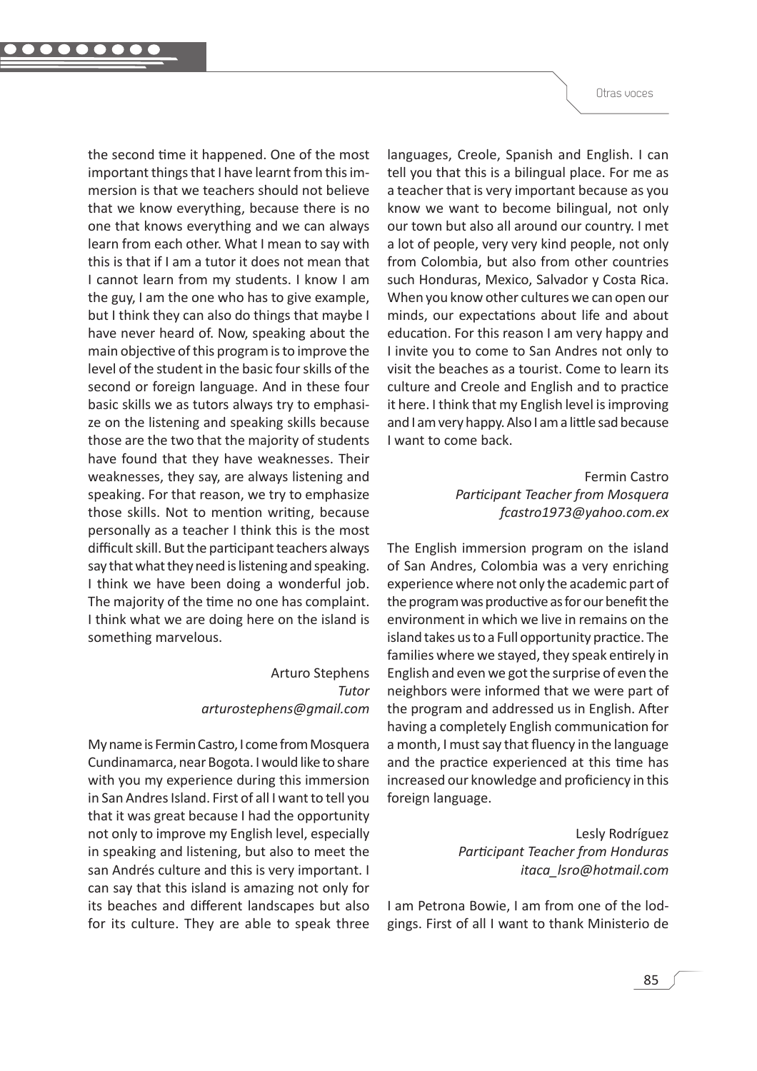the second time it happened. One of the most important things that I have learnt from this immersion is that we teachers should not believe that we know everything, because there is no one that knows everything and we can always learn from each other. What I mean to say with this is that if I am a tutor it does not mean that I cannot learn from my students. I know I am the guy, I am the one who has to give example, but I think they can also do things that maybe I have never heard of. Now, speaking about the main objective of this program is to improve the level of the student in the basic four skills of the second or foreign language. And in these four basic skills we as tutors always try to emphasize on the listening and speaking skills because those are the two that the majority of students have found that they have weaknesses. Their weaknesses, they say, are always listening and speaking. For that reason, we try to emphasize those skills. Not to mention writing, because personally as a teacher I think this is the most difficult skill. But the participant teachers always say that what they need is listening and speaking. I think we have been doing a wonderful job. The majority of the time no one has complaint. I think what we are doing here on the island is something marvelous.

Arturo Stephens  
*Tutor*  
*arturostephens@gmail.com*

My name is Fermin Castro, I come from Mosquera Cundinamarca, near Bogota. I would like to share with you my experience during this immersion in San Andres Island. First of all I want to tell you that it was great because I had the opportunity not only to improve my English level, especially in speaking and listening, but also to meet the san Andrés culture and this is very important. I can say that this island is amazing not only for its beaches and different landscapes but also for its culture. They are able to speak three languages, Creole, Spanish and English. I can tell you that this is a bilingual place. For me as a teacher that is very important because as you know we want to become bilingual, not only our town but also all around our country. I met a lot of people, very very kind people, not only from Colombia, but also from other countries such Honduras, Mexico, Salvador y Costa Rica. When you know other cultures we can open our minds, our expectations about life and about education. For this reason I am very happy and I invite you to come to San Andres not only to visit the beaches as a tourist. Come to learn its culture and Creole and English and to practice it here. I think that my English level is improving and I am very happy. Also I am a little sad because I want to come back.

Fermin Castro  
*Participant Teacher from Mosquera*  
*fcastro1973@yahoo.com.ex*

The English immersion program on the island of San Andres, Colombia was a very enriching experience where not only the academic part of the program was productive as for our benefit the environment in which we live in remains on the island takes us to a Full opportunity practice. The families where we stayed, they speak entirely in English and even we got the surprise of even the neighbors were informed that we were part of the program and addressed us in English. After having a completely English communication for a month, I must say that fluency in the language and the practice experienced at this time has increased our knowledge and proficiency in this foreign language.

Lesly Rodríguez  
*Participant Teacher from Honduras*  
*itaca_lsro@hotmail.com*

I am Petrona Bowie, I am from one of the lodgings. First of all I want to thank Ministerio de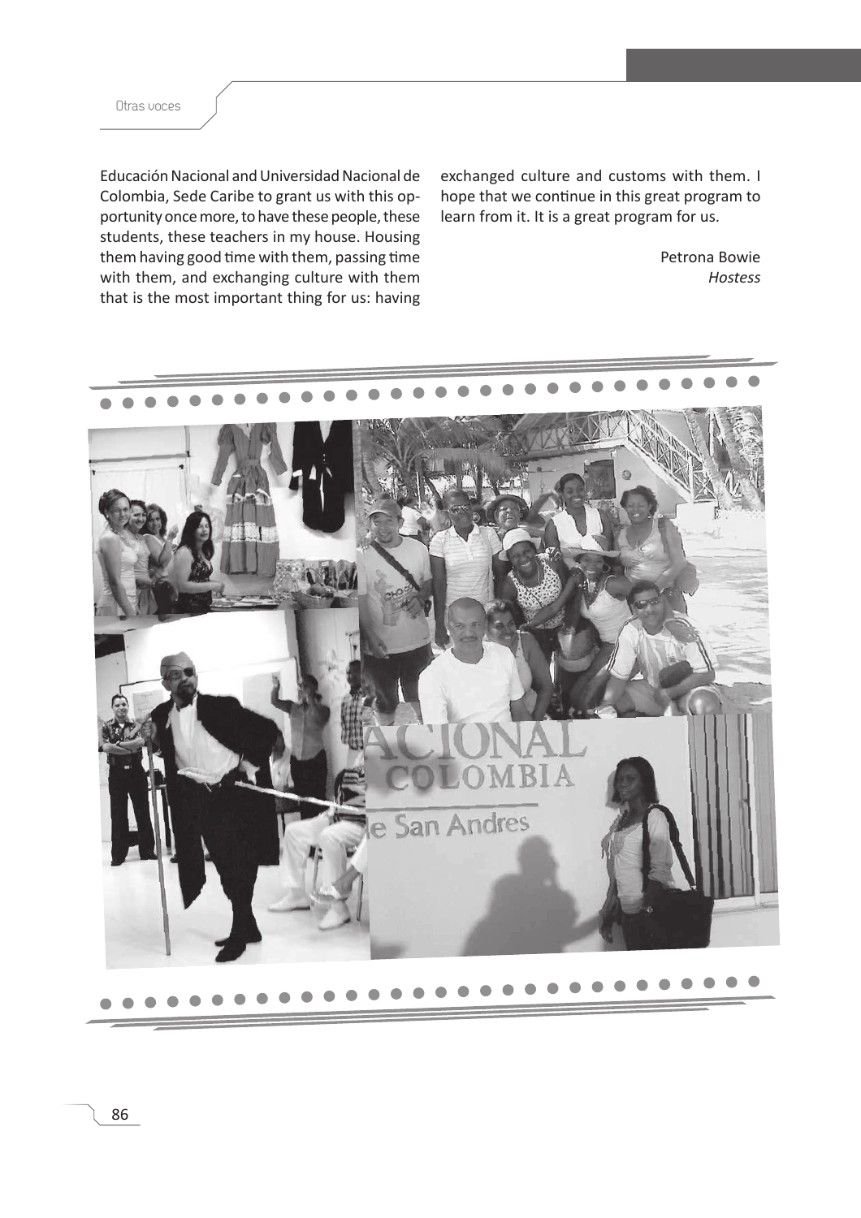Educación Nacional and Universidad Nacional de Colombia, Sede Caribe to grant us with this opportunity once more, to have these people, these students, these teachers in my house. Housing them having good time with them, passing time with them, and exchanging culture with them that is the most important thing for us: having exchanged culture and customs with them. I hope that we continue in this great program to learn from it. It is a great program for us.

Petrona Bowie  
*Hostess*